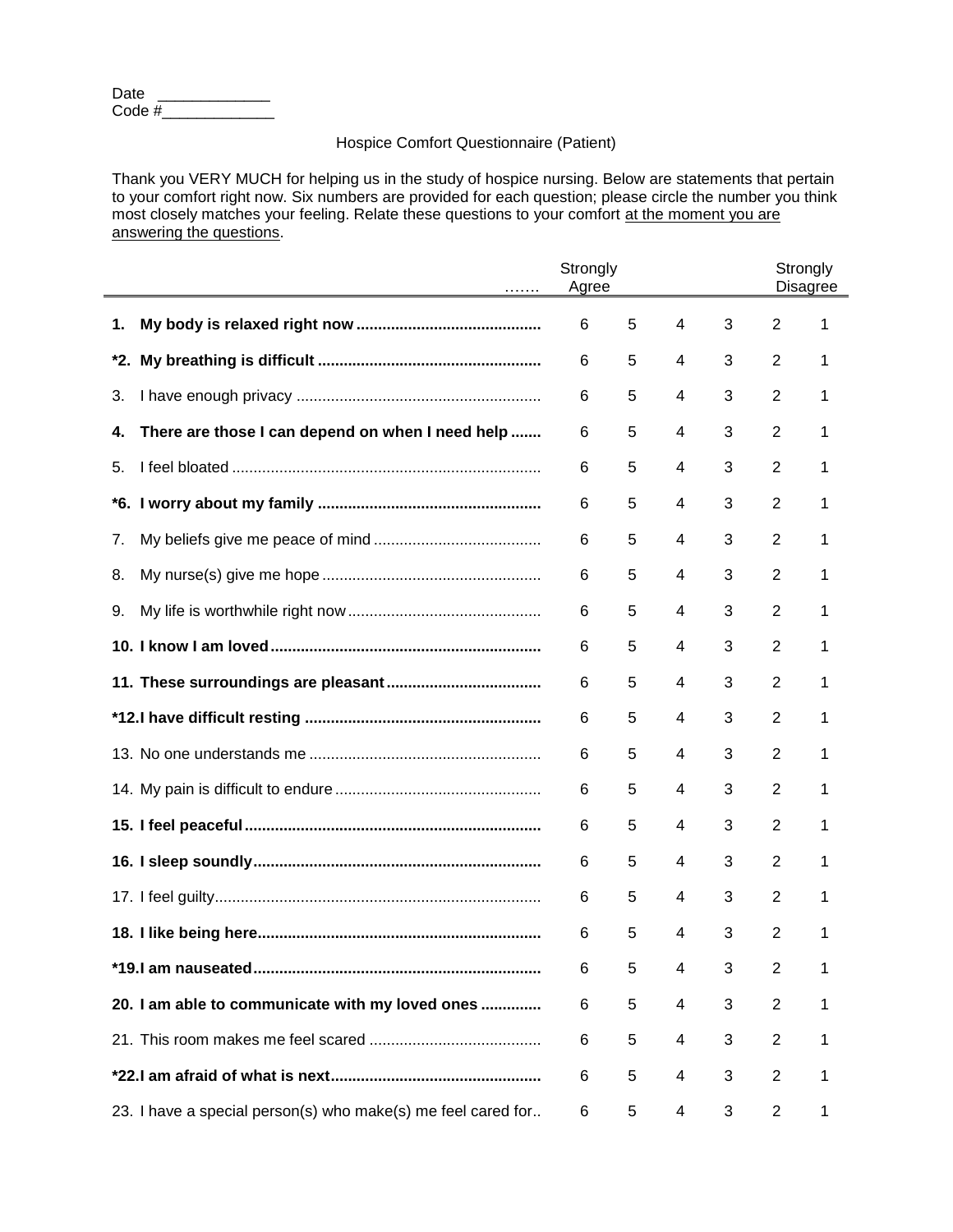Date \_\_\_\_\_\_\_\_\_\_\_\_\_
Code #\_\_\_\_\_\_\_\_\_\_\_\_\_

Hospice Comfort Questionnaire (Patient)

Thank you VERY MUCH for helping us in the study of hospice nursing. Below are statements that pertain to your comfort right now. Six numbers are provided for each question; please circle the number you think most closely matches your feeling. Relate these questions to your comfort <u>at the moment you are answering the questions</u>.

| ……. | Strongly Agree | | | | | Strongly Disagree |
|---|---|---|---|---|---|---|
| **1. My body is relaxed right now** | 6 | 5 | 4 | 3 | 2 | 1 |
| ***2. My breathing is difficult** | 6 | 5 | 4 | 3 | 2 | 1 |
| 3. I have enough privacy | 6 | 5 | 4 | 3 | 2 | 1 |
| **4. There are those I can depend on when I need help** | 6 | 5 | 4 | 3 | 2 | 1 |
| 5. I feel bloated | 6 | 5 | 4 | 3 | 2 | 1 |
| ***6. I worry about my family** | 6 | 5 | 4 | 3 | 2 | 1 |
| 7. My beliefs give me peace of mind | 6 | 5 | 4 | 3 | 2 | 1 |
| 8. My nurse(s) give me hope | 6 | 5 | 4 | 3 | 2 | 1 |
| 9. My life is worthwhile right now | 6 | 5 | 4 | 3 | 2 | 1 |
| **10. I know I am loved** | 6 | 5 | 4 | 3 | 2 | 1 |
| **11. These surroundings are pleasant** | 6 | 5 | 4 | 3 | 2 | 1 |
| ***12. I have difficult resting** | 6 | 5 | 4 | 3 | 2 | 1 |
| 13. No one understands me | 6 | 5 | 4 | 3 | 2 | 1 |
| 14. My pain is difficult to endure | 6 | 5 | 4 | 3 | 2 | 1 |
| **15. I feel peaceful** | 6 | 5 | 4 | 3 | 2 | 1 |
| **16. I sleep soundly** | 6 | 5 | 4 | 3 | 2 | 1 |
| 17. I feel guilty | 6 | 5 | 4 | 3 | 2 | 1 |
| **18. I like being here** | 6 | 5 | 4 | 3 | 2 | 1 |
| ***19. I am nauseated** | 6 | 5 | 4 | 3 | 2 | 1 |
| **20. I am able to communicate with my loved ones** | 6 | 5 | 4 | 3 | 2 | 1 |
| 21. This room makes me feel scared | 6 | 5 | 4 | 3 | 2 | 1 |
| ***22. I am afraid of what is next** | 6 | 5 | 4 | 3 | 2 | 1 |
| 23. I have a special person(s) who make(s) me feel cared for | 6 | 5 | 4 | 3 | 2 | 1 |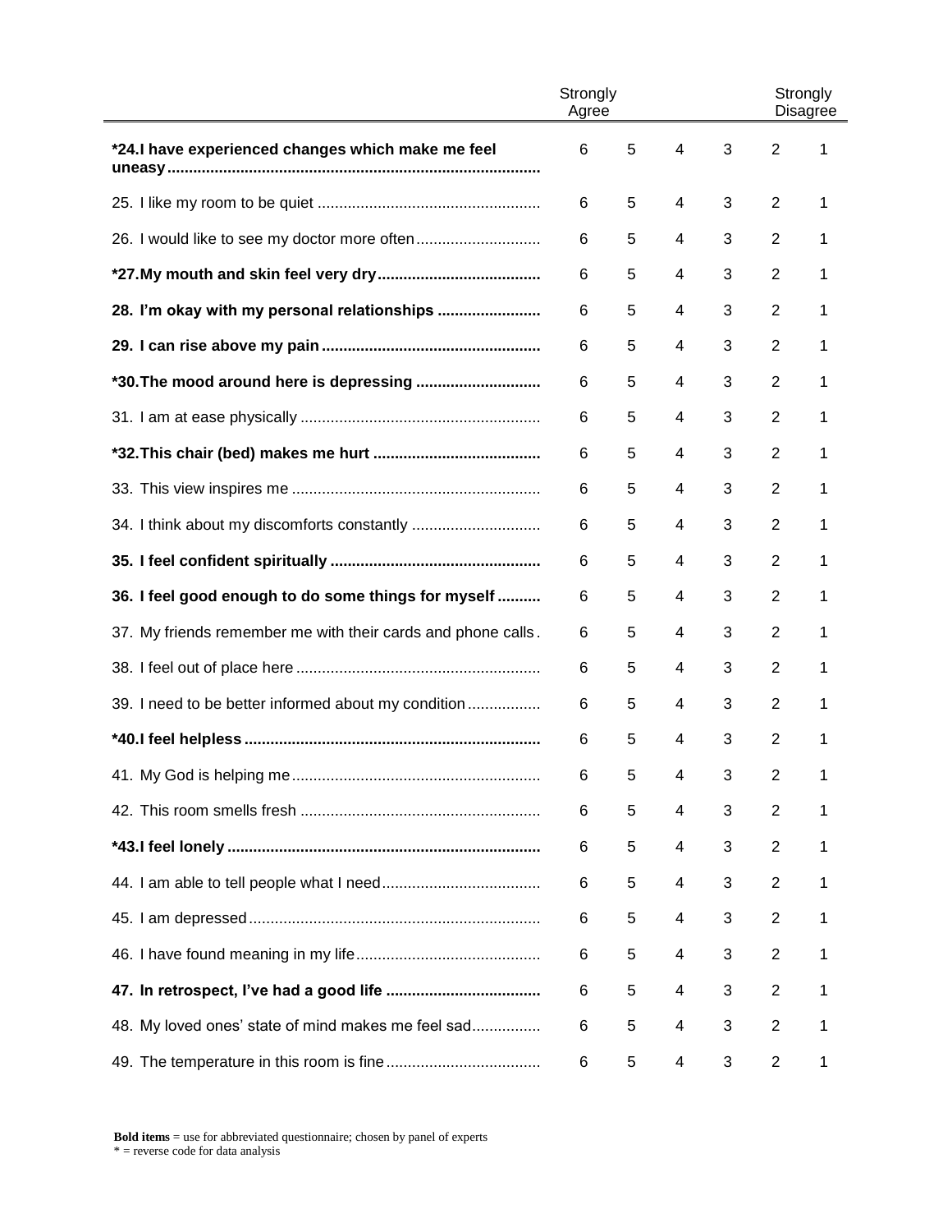| | Strongly Agree | | | | | Strongly Disagree |
|---|---|---|---|---|---|---|
| **\*24. I have experienced changes which make me feel uneasy** | 6 | 5 | 4 | 3 | 2 | 1 |
| 25. I like my room to be quiet | 6 | 5 | 4 | 3 | 2 | 1 |
| 26. I would like to see my doctor more often | 6 | 5 | 4 | 3 | 2 | 1 |
| **\*27. My mouth and skin feel very dry** | 6 | 5 | 4 | 3 | 2 | 1 |
| **28. I'm okay with my personal relationships** | 6 | 5 | 4 | 3 | 2 | 1 |
| **29. I can rise above my pain** | 6 | 5 | 4 | 3 | 2 | 1 |
| **\*30. The mood around here is depressing** | 6 | 5 | 4 | 3 | 2 | 1 |
| 31. I am at ease physically | 6 | 5 | 4 | 3 | 2 | 1 |
| **\*32. This chair (bed) makes me hurt** | 6 | 5 | 4 | 3 | 2 | 1 |
| 33. This view inspires me | 6 | 5 | 4 | 3 | 2 | 1 |
| 34. I think about my discomforts constantly | 6 | 5 | 4 | 3 | 2 | 1 |
| **35. I feel confident spiritually** | 6 | 5 | 4 | 3 | 2 | 1 |
| **36. I feel good enough to do some things for myself** | 6 | 5 | 4 | 3 | 2 | 1 |
| 37. My friends remember me with their cards and phone calls | 6 | 5 | 4 | 3 | 2 | 1 |
| 38. I feel out of place here | 6 | 5 | 4 | 3 | 2 | 1 |
| 39. I need to be better informed about my condition | 6 | 5 | 4 | 3 | 2 | 1 |
| **\*40. I feel helpless** | 6 | 5 | 4 | 3 | 2 | 1 |
| 41. My God is helping me | 6 | 5 | 4 | 3 | 2 | 1 |
| 42. This room smells fresh | 6 | 5 | 4 | 3 | 2 | 1 |
| **\*43. I feel lonely** | 6 | 5 | 4 | 3 | 2 | 1 |
| 44. I am able to tell people what I need | 6 | 5 | 4 | 3 | 2 | 1 |
| 45. I am depressed | 6 | 5 | 4 | 3 | 2 | 1 |
| 46. I have found meaning in my life | 6 | 5 | 4 | 3 | 2 | 1 |
| **47. In retrospect, I've had a good life** | 6 | 5 | 4 | 3 | 2 | 1 |
| 48. My loved ones' state of mind makes me feel sad | 6 | 5 | 4 | 3 | 2 | 1 |
| 49. The temperature in this room is fine | 6 | 5 | 4 | 3 | 2 | 1 |

**Bold items** = use for abbreviated questionnaire; chosen by panel of experts
* = reverse code for data analysis